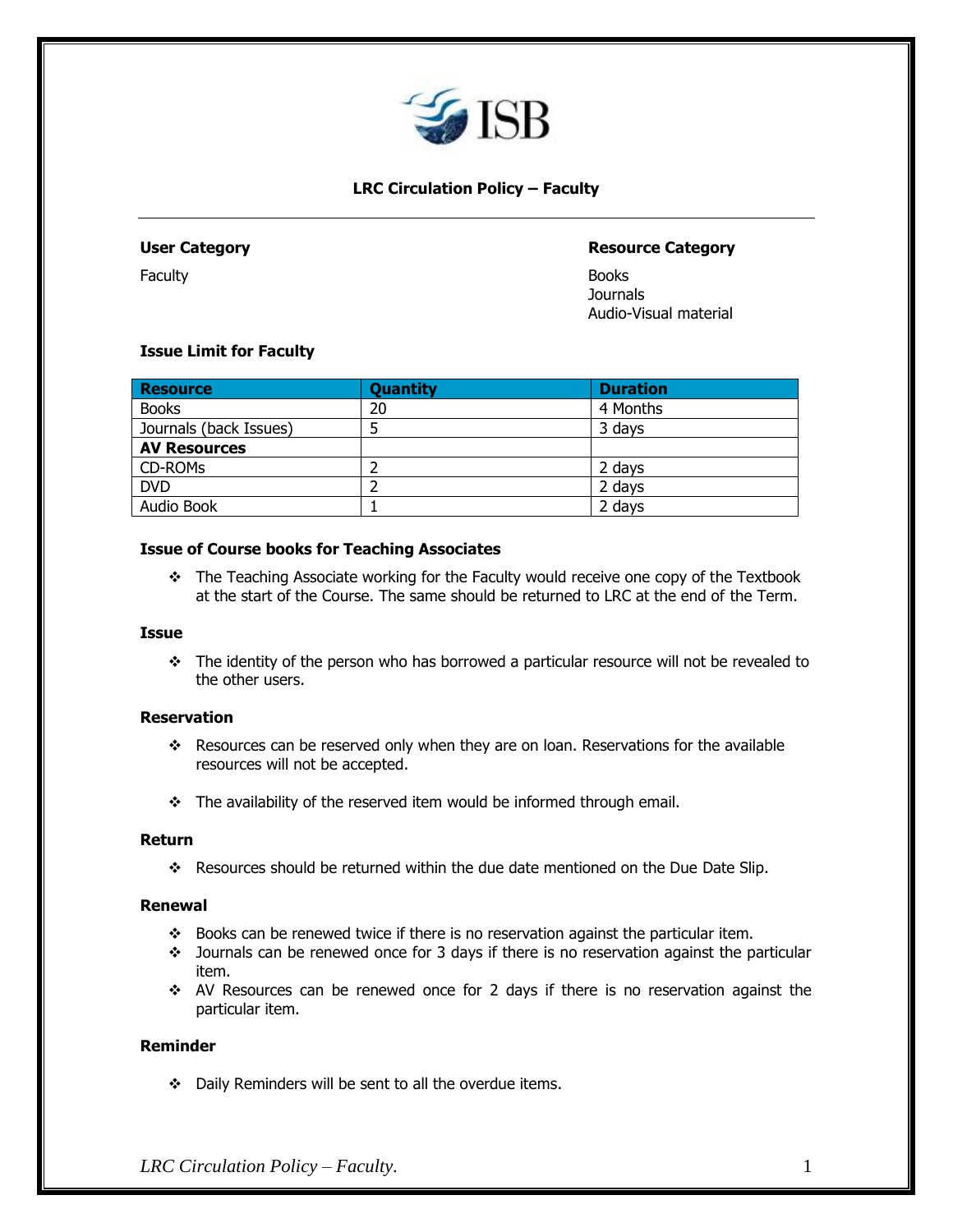# LRC Circulation Policy – Faculty

**User Category**

Faculty

**Resource Category**

Books
Journals
Audio-Visual material

### Issue Limit for Faculty

| Resource | Quantity | Duration |
|---|---|---|
| Books | 20 | 4 Months |
| Journals (back Issues) | 5 | 3 days |
| **AV Resources** | | |
| CD-ROMs | 2 | 2 days |
| DVD | 2 | 2 days |
| Audio Book | 1 | 2 days |

### Issue of Course books for Teaching Associates

- The Teaching Associate working for the Faculty would receive one copy of the Textbook at the start of the Course. The same should be returned to LRC at the end of the Term.

### Issue

- The identity of the person who has borrowed a particular resource will not be revealed to the other users.

### Reservation

- Resources can be reserved only when they are on loan. Reservations for the available resources will not be accepted.

- The availability of the reserved item would be informed through email.

### Return

- Resources should be returned within the due date mentioned on the Due Date Slip.

### Renewal

- Books can be renewed twice if there is no reservation against the particular item.
- Journals can be renewed once for 3 days if there is no reservation against the particular item.
- AV Resources can be renewed once for 2 days if there is no reservation against the particular item.

### Reminder

- Daily Reminders will be sent to all the overdue items.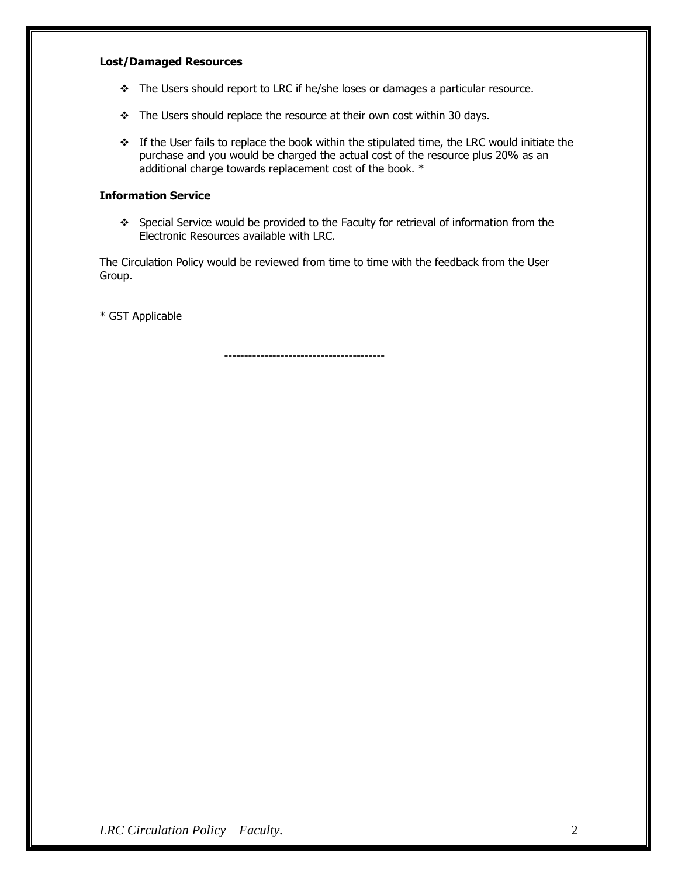**Lost/Damaged Resources**

- The Users should report to LRC if he/she loses or damages a particular resource.
- The Users should replace the resource at their own cost within 30 days.
- If the User fails to replace the book within the stipulated time, the LRC would initiate the purchase and you would be charged the actual cost of the resource plus 20% as an additional charge towards replacement cost of the book. *

**Information Service**

- Special Service would be provided to the Faculty for retrieval of information from the Electronic Resources available with LRC.

The Circulation Policy would be reviewed from time to time with the feedback from the User Group.

* GST Applicable

---------------------------------------